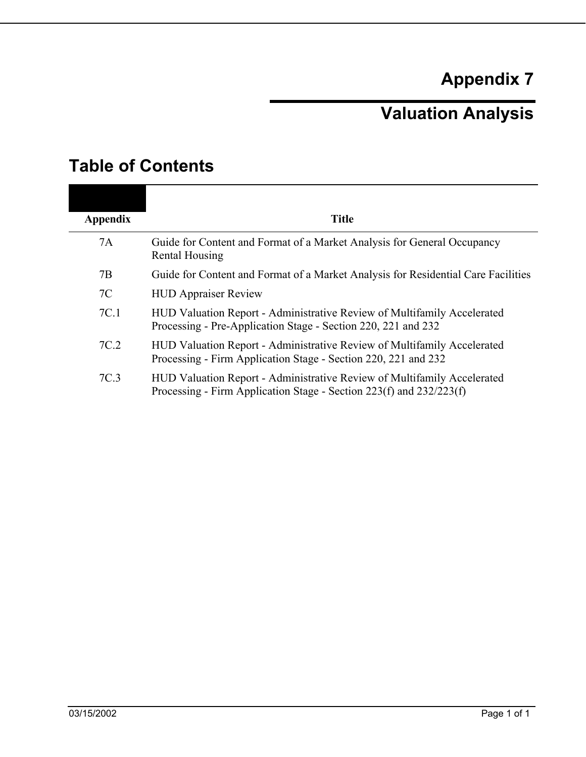# Appendix 7

# Valuation Analysis

## Table of Contents

| Appendix | Title |
|---|---|
| 7A | Guide for Content and Format of a Market Analysis for General Occupancy Rental Housing |
| 7B | Guide for Content and Format of a Market Analysis for Residential Care Facilities |
| 7C | HUD Appraiser Review |
| 7C.1 | HUD Valuation Report - Administrative Review of Multifamily Accelerated Processing - Pre-Application Stage - Section 220, 221 and 232 |
| 7C.2 | HUD Valuation Report - Administrative Review of Multifamily Accelerated Processing - Firm Application Stage - Section 220, 221 and 232 |
| 7C.3 | HUD Valuation Report - Administrative Review of Multifamily Accelerated Processing - Firm Application Stage - Section 223(f) and 232/223(f) |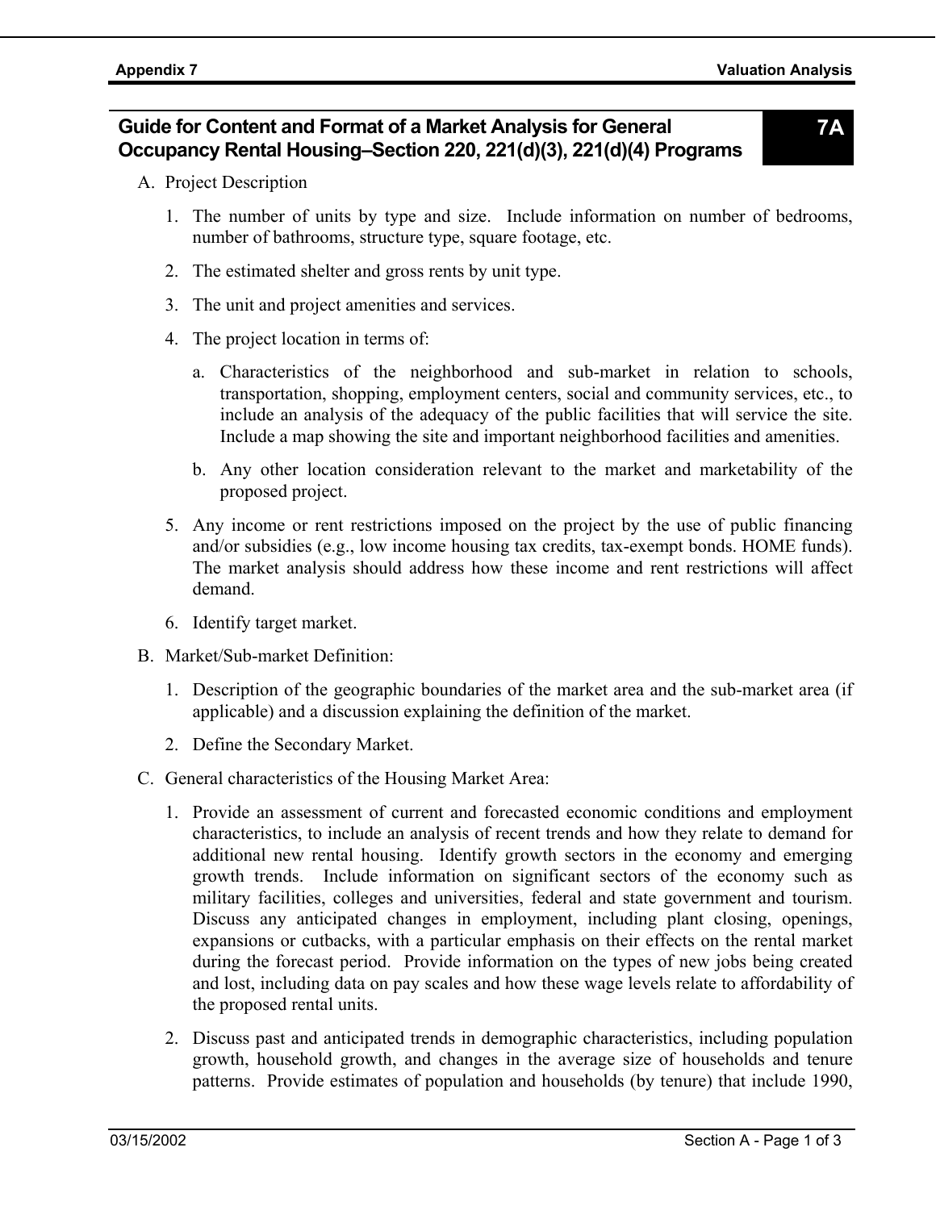## Guide for Content and Format of a Market Analysis for General Occupancy Rental Housing–Section 220, 221(d)(3), 221(d)(4) Programs

**7A**

A. Project Description

   1. The number of units by type and size. Include information on number of bedrooms, number of bathrooms, structure type, square footage, etc.

   2. The estimated shelter and gross rents by unit type.

   3. The unit and project amenities and services.

   4. The project location in terms of:

      a. Characteristics of the neighborhood and sub-market in relation to schools, transportation, shopping, employment centers, social and community services, etc., to include an analysis of the adequacy of the public facilities that will service the site. Include a map showing the site and important neighborhood facilities and amenities.

      b. Any other location consideration relevant to the market and marketability of the proposed project.

   5. Any income or rent restrictions imposed on the project by the use of public financing and/or subsidies (e.g., low income housing tax credits, tax-exempt bonds. HOME funds). The market analysis should address how these income and rent restrictions will affect demand.

   6. Identify target market.

B. Market/Sub-market Definition:

   1. Description of the geographic boundaries of the market area and the sub-market area (if applicable) and a discussion explaining the definition of the market.

   2. Define the Secondary Market.

C. General characteristics of the Housing Market Area:

   1. Provide an assessment of current and forecasted economic conditions and employment characteristics, to include an analysis of recent trends and how they relate to demand for additional new rental housing. Identify growth sectors in the economy and emerging growth trends. Include information on significant sectors of the economy such as military facilities, colleges and universities, federal and state government and tourism. Discuss any anticipated changes in employment, including plant closing, openings, expansions or cutbacks, with a particular emphasis on their effects on the rental market during the forecast period. Provide information on the types of new jobs being created and lost, including data on pay scales and how these wage levels relate to affordability of the proposed rental units.

   2. Discuss past and anticipated trends in demographic characteristics, including population growth, household growth, and changes in the average size of households and tenure patterns. Provide estimates of population and households (by tenure) that include 1990,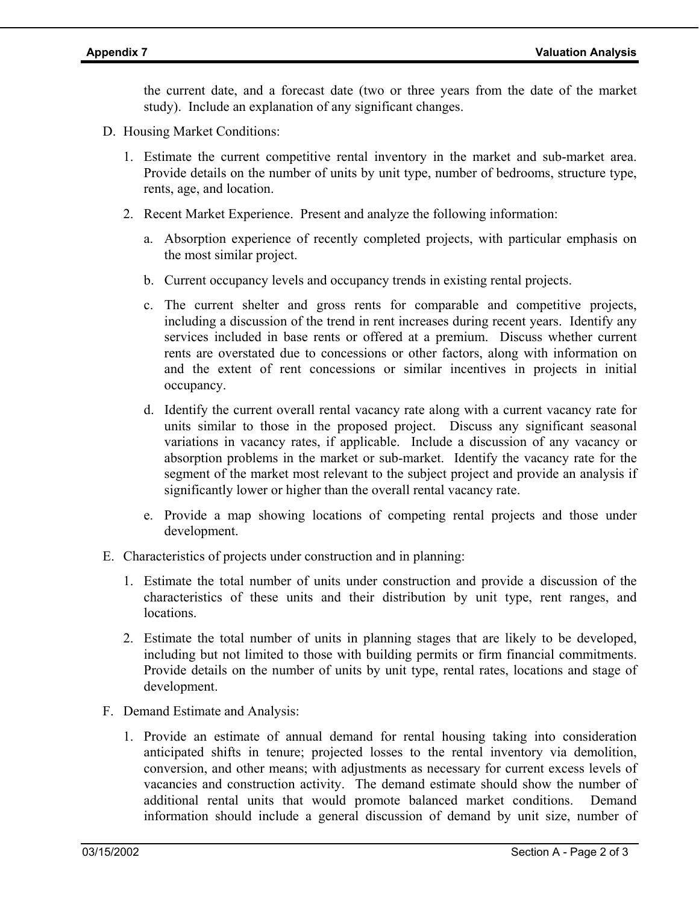the current date, and a forecast date (two or three years from the date of the market study). Include an explanation of any significant changes.

D. Housing Market Conditions:

1. Estimate the current competitive rental inventory in the market and sub-market area. Provide details on the number of units by unit type, number of bedrooms, structure type, rents, age, and location.

2. Recent Market Experience. Present and analyze the following information:

   a. Absorption experience of recently completed projects, with particular emphasis on the most similar project.

   b. Current occupancy levels and occupancy trends in existing rental projects.

   c. The current shelter and gross rents for comparable and competitive projects, including a discussion of the trend in rent increases during recent years. Identify any services included in base rents or offered at a premium. Discuss whether current rents are overstated due to concessions or other factors, along with information on and the extent of rent concessions or similar incentives in projects in initial occupancy.

   d. Identify the current overall rental vacancy rate along with a current vacancy rate for units similar to those in the proposed project. Discuss any significant seasonal variations in vacancy rates, if applicable. Include a discussion of any vacancy or absorption problems in the market or sub-market. Identify the vacancy rate for the segment of the market most relevant to the subject project and provide an analysis if significantly lower or higher than the overall rental vacancy rate.

   e. Provide a map showing locations of competing rental projects and those under development.

E. Characteristics of projects under construction and in planning:

1. Estimate the total number of units under construction and provide a discussion of the characteristics of these units and their distribution by unit type, rent ranges, and locations.

2. Estimate the total number of units in planning stages that are likely to be developed, including but not limited to those with building permits or firm financial commitments. Provide details on the number of units by unit type, rental rates, locations and stage of development.

F. Demand Estimate and Analysis:

1. Provide an estimate of annual demand for rental housing taking into consideration anticipated shifts in tenure; projected losses to the rental inventory via demolition, conversion, and other means; with adjustments as necessary for current excess levels of vacancies and construction activity. The demand estimate should show the number of additional rental units that would promote balanced market conditions. Demand information should include a general discussion of demand by unit size, number of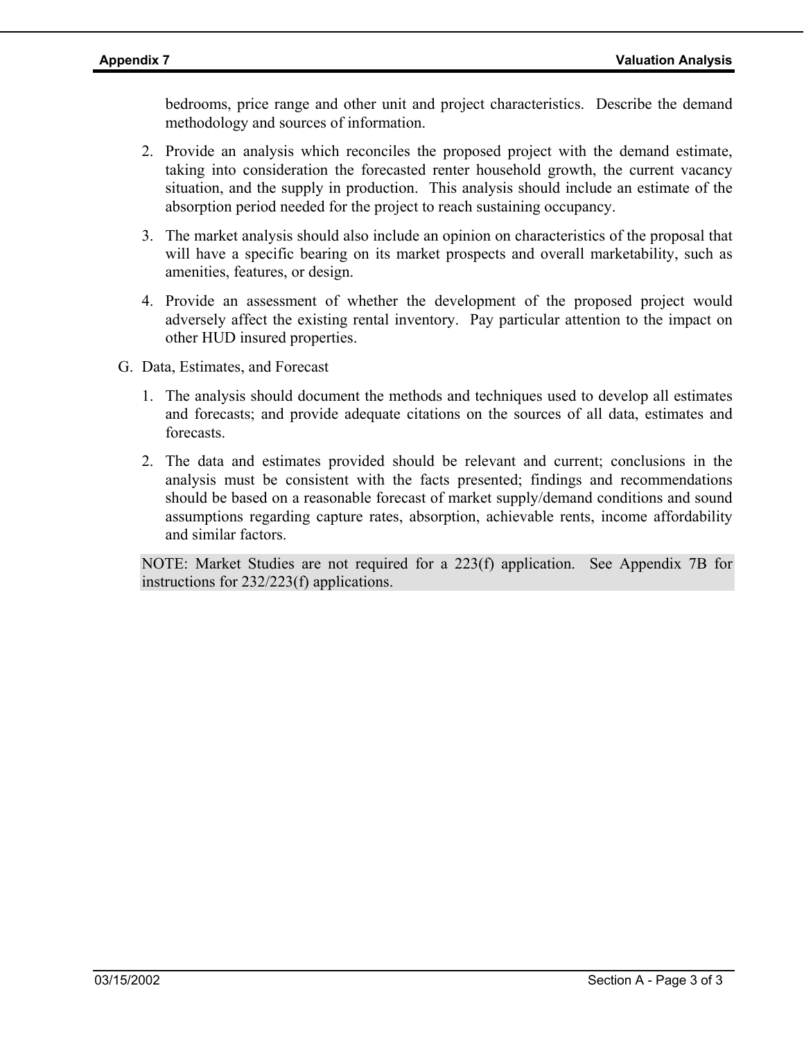bedrooms, price range and other unit and project characteristics. Describe the demand methodology and sources of information.

2. Provide an analysis which reconciles the proposed project with the demand estimate, taking into consideration the forecasted renter household growth, the current vacancy situation, and the supply in production. This analysis should include an estimate of the absorption period needed for the project to reach sustaining occupancy.

3. The market analysis should also include an opinion on characteristics of the proposal that will have a specific bearing on its market prospects and overall marketability, such as amenities, features, or design.

4. Provide an assessment of whether the development of the proposed project would adversely affect the existing rental inventory. Pay particular attention to the impact on other HUD insured properties.

G. Data, Estimates, and Forecast

1. The analysis should document the methods and techniques used to develop all estimates and forecasts; and provide adequate citations on the sources of all data, estimates and forecasts.

2. The data and estimates provided should be relevant and current; conclusions in the analysis must be consistent with the facts presented; findings and recommendations should be based on a reasonable forecast of market supply/demand conditions and sound assumptions regarding capture rates, absorption, achievable rents, income affordability and similar factors.

NOTE: Market Studies are not required for a 223(f) application. See Appendix 7B for instructions for 232/223(f) applications.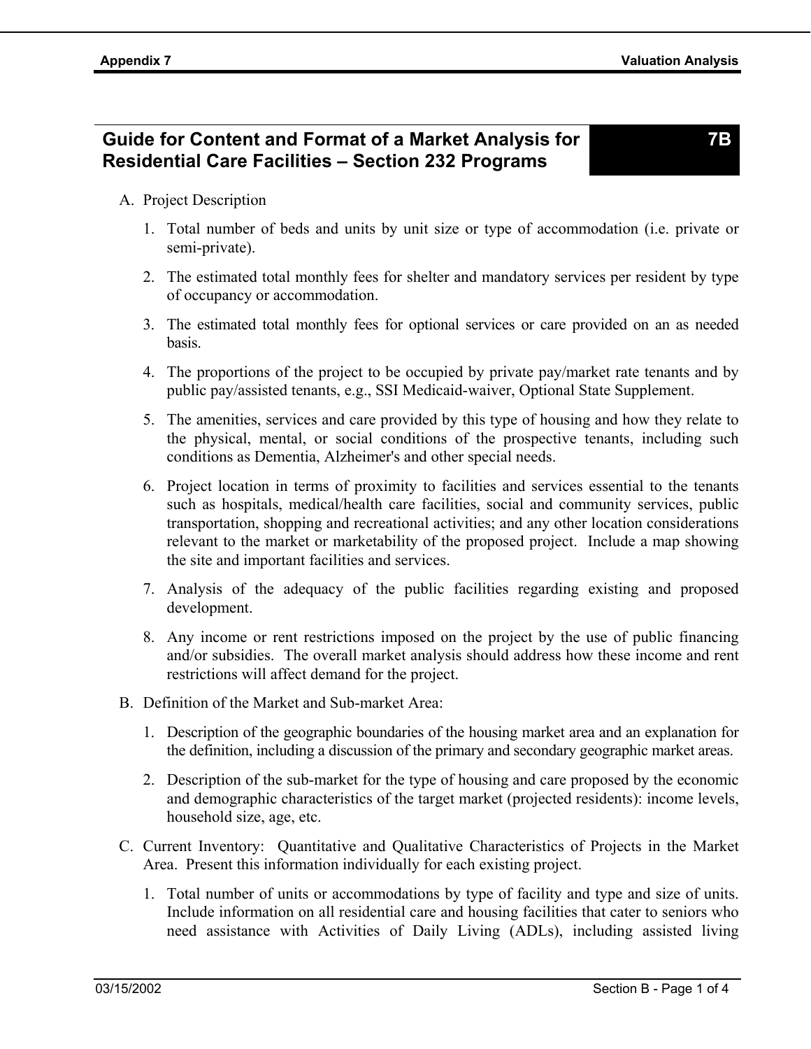## Guide for Content and Format of a Market Analysis for Residential Care Facilities – Section 232 Programs

**7B**

A. Project Description

1. Total number of beds and units by unit size or type of accommodation (i.e. private or semi-private).
2. The estimated total monthly fees for shelter and mandatory services per resident by type of occupancy or accommodation.
3. The estimated total monthly fees for optional services or care provided on an as needed basis.
4. The proportions of the project to be occupied by private pay/market rate tenants and by public pay/assisted tenants, e.g., SSI Medicaid-waiver, Optional State Supplement.
5. The amenities, services and care provided by this type of housing and how they relate to the physical, mental, or social conditions of the prospective tenants, including such conditions as Dementia, Alzheimer's and other special needs.
6. Project location in terms of proximity to facilities and services essential to the tenants such as hospitals, medical/health care facilities, social and community services, public transportation, shopping and recreational activities; and any other location considerations relevant to the market or marketability of the proposed project. Include a map showing the site and important facilities and services.
7. Analysis of the adequacy of the public facilities regarding existing and proposed development.
8. Any income or rent restrictions imposed on the project by the use of public financing and/or subsidies. The overall market analysis should address how these income and rent restrictions will affect demand for the project.

B. Definition of the Market and Sub-market Area:

1. Description of the geographic boundaries of the housing market area and an explanation for the definition, including a discussion of the primary and secondary geographic market areas.
2. Description of the sub-market for the type of housing and care proposed by the economic and demographic characteristics of the target market (projected residents): income levels, household size, age, etc.

C. Current Inventory: Quantitative and Qualitative Characteristics of Projects in the Market Area. Present this information individually for each existing project.

1. Total number of units or accommodations by type of facility and type and size of units. Include information on all residential care and housing facilities that cater to seniors who need assistance with Activities of Daily Living (ADLs), including assisted living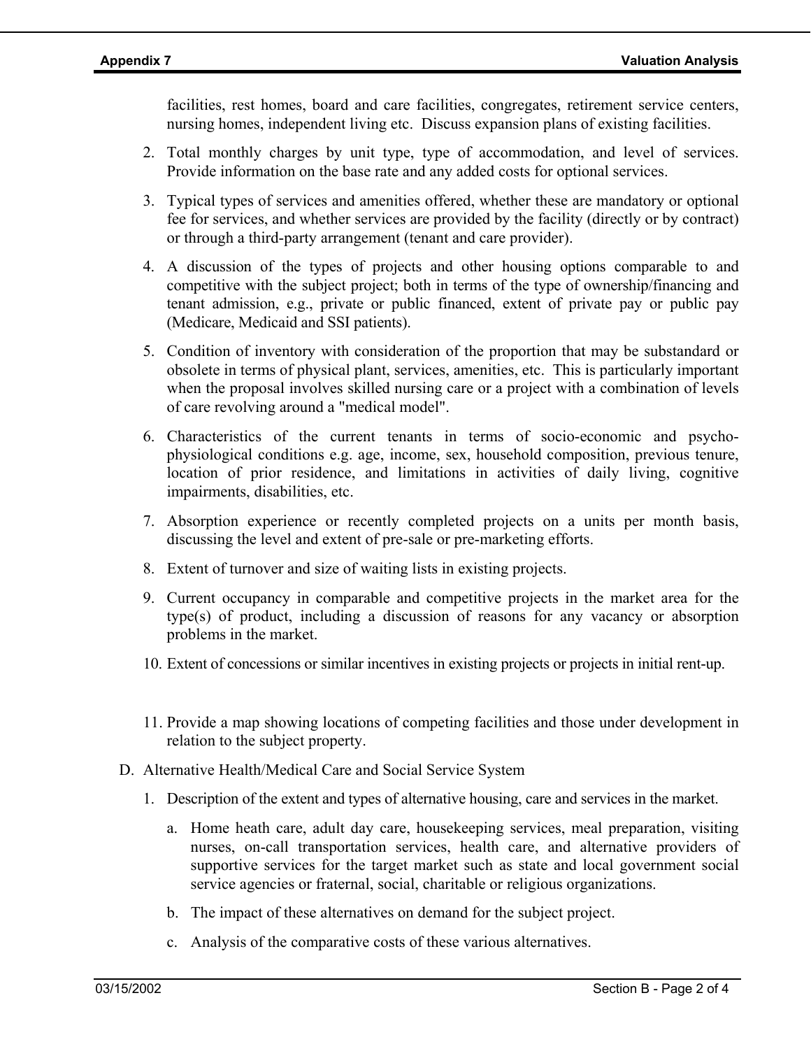facilities, rest homes, board and care facilities, congregates, retirement service centers, nursing homes, independent living etc. Discuss expansion plans of existing facilities.

2. Total monthly charges by unit type, type of accommodation, and level of services. Provide information on the base rate and any added costs for optional services.

3. Typical types of services and amenities offered, whether these are mandatory or optional fee for services, and whether services are provided by the facility (directly or by contract) or through a third-party arrangement (tenant and care provider).

4. A discussion of the types of projects and other housing options comparable to and competitive with the subject project; both in terms of the type of ownership/financing and tenant admission, e.g., private or public financed, extent of private pay or public pay (Medicare, Medicaid and SSI patients).

5. Condition of inventory with consideration of the proportion that may be substandard or obsolete in terms of physical plant, services, amenities, etc. This is particularly important when the proposal involves skilled nursing care or a project with a combination of levels of care revolving around a "medical model".

6. Characteristics of the current tenants in terms of socio-economic and psycho-physiological conditions e.g. age, income, sex, household composition, previous tenure, location of prior residence, and limitations in activities of daily living, cognitive impairments, disabilities, etc.

7. Absorption experience or recently completed projects on a units per month basis, discussing the level and extent of pre-sale or pre-marketing efforts.

8. Extent of turnover and size of waiting lists in existing projects.

9. Current occupancy in comparable and competitive projects in the market area for the type(s) of product, including a discussion of reasons for any vacancy or absorption problems in the market.

10. Extent of concessions or similar incentives in existing projects or projects in initial rent-up.

11. Provide a map showing locations of competing facilities and those under development in relation to the subject property.

D. Alternative Health/Medical Care and Social Service System

1. Description of the extent and types of alternative housing, care and services in the market.

   a. Home heath care, adult day care, housekeeping services, meal preparation, visiting nurses, on-call transportation services, health care, and alternative providers of supportive services for the target market such as state and local government social service agencies or fraternal, social, charitable or religious organizations.

   b. The impact of these alternatives on demand for the subject project.

   c. Analysis of the comparative costs of these various alternatives.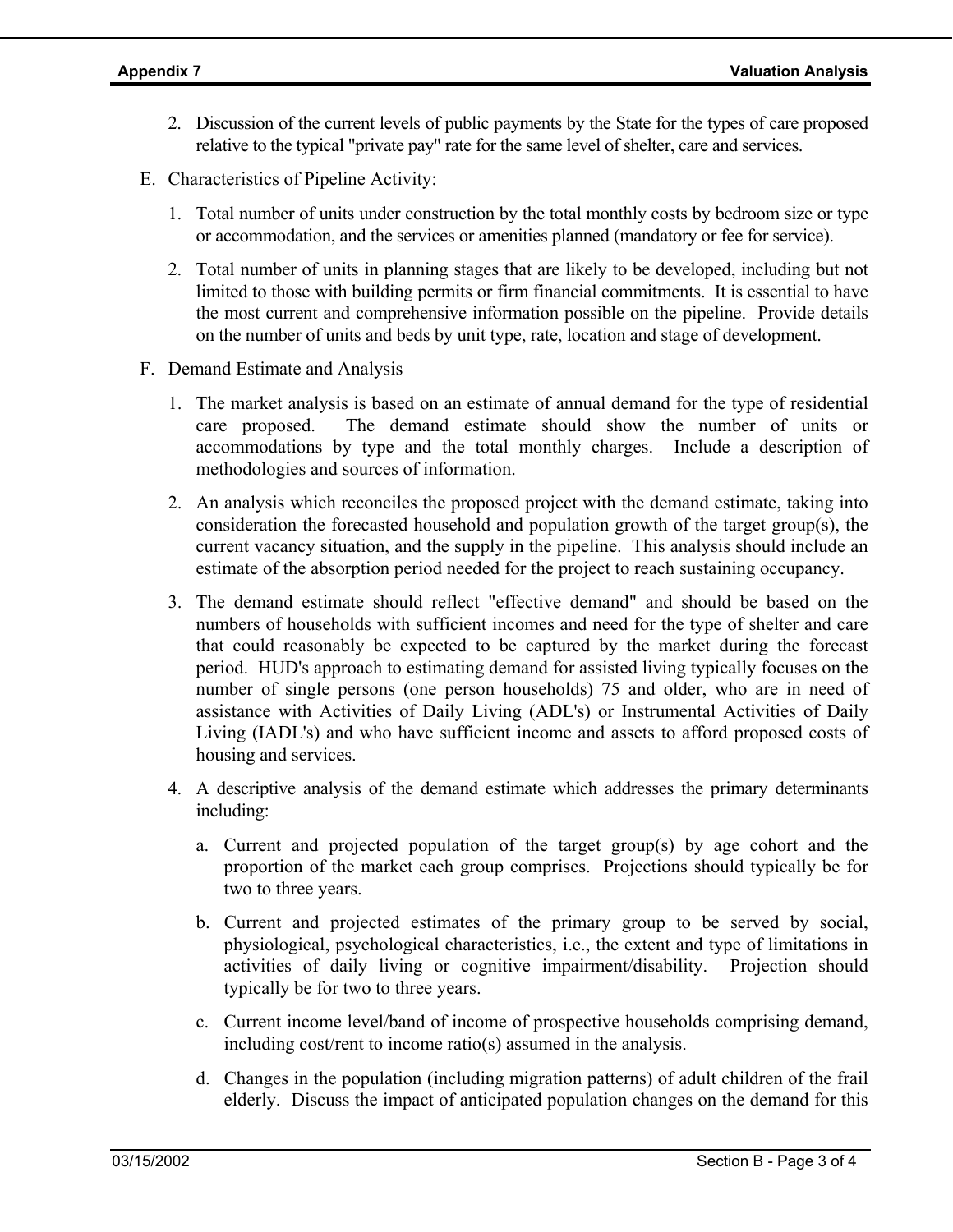2. Discussion of the current levels of public payments by the State for the types of care proposed relative to the typical "private pay" rate for the same level of shelter, care and services.

E. Characteristics of Pipeline Activity:

1. Total number of units under construction by the total monthly costs by bedroom size or type or accommodation, and the services or amenities planned (mandatory or fee for service).

2. Total number of units in planning stages that are likely to be developed, including but not limited to those with building permits or firm financial commitments. It is essential to have the most current and comprehensive information possible on the pipeline. Provide details on the number of units and beds by unit type, rate, location and stage of development.

F. Demand Estimate and Analysis

1. The market analysis is based on an estimate of annual demand for the type of residential care proposed. The demand estimate should show the number of units or accommodations by type and the total monthly charges. Include a description of methodologies and sources of information.

2. An analysis which reconciles the proposed project with the demand estimate, taking into consideration the forecasted household and population growth of the target group(s), the current vacancy situation, and the supply in the pipeline. This analysis should include an estimate of the absorption period needed for the project to reach sustaining occupancy.

3. The demand estimate should reflect "effective demand" and should be based on the numbers of households with sufficient incomes and need for the type of shelter and care that could reasonably be expected to be captured by the market during the forecast period. HUD's approach to estimating demand for assisted living typically focuses on the number of single persons (one person households) 75 and older, who are in need of assistance with Activities of Daily Living (ADL's) or Instrumental Activities of Daily Living (IADL's) and who have sufficient income and assets to afford proposed costs of housing and services.

4. A descriptive analysis of the demand estimate which addresses the primary determinants including:

   a. Current and projected population of the target group(s) by age cohort and the proportion of the market each group comprises. Projections should typically be for two to three years.

   b. Current and projected estimates of the primary group to be served by social, physiological, psychological characteristics, i.e., the extent and type of limitations in activities of daily living or cognitive impairment/disability. Projection should typically be for two to three years.

   c. Current income level/band of income of prospective households comprising demand, including cost/rent to income ratio(s) assumed in the analysis.

   d. Changes in the population (including migration patterns) of adult children of the frail elderly. Discuss the impact of anticipated population changes on the demand for this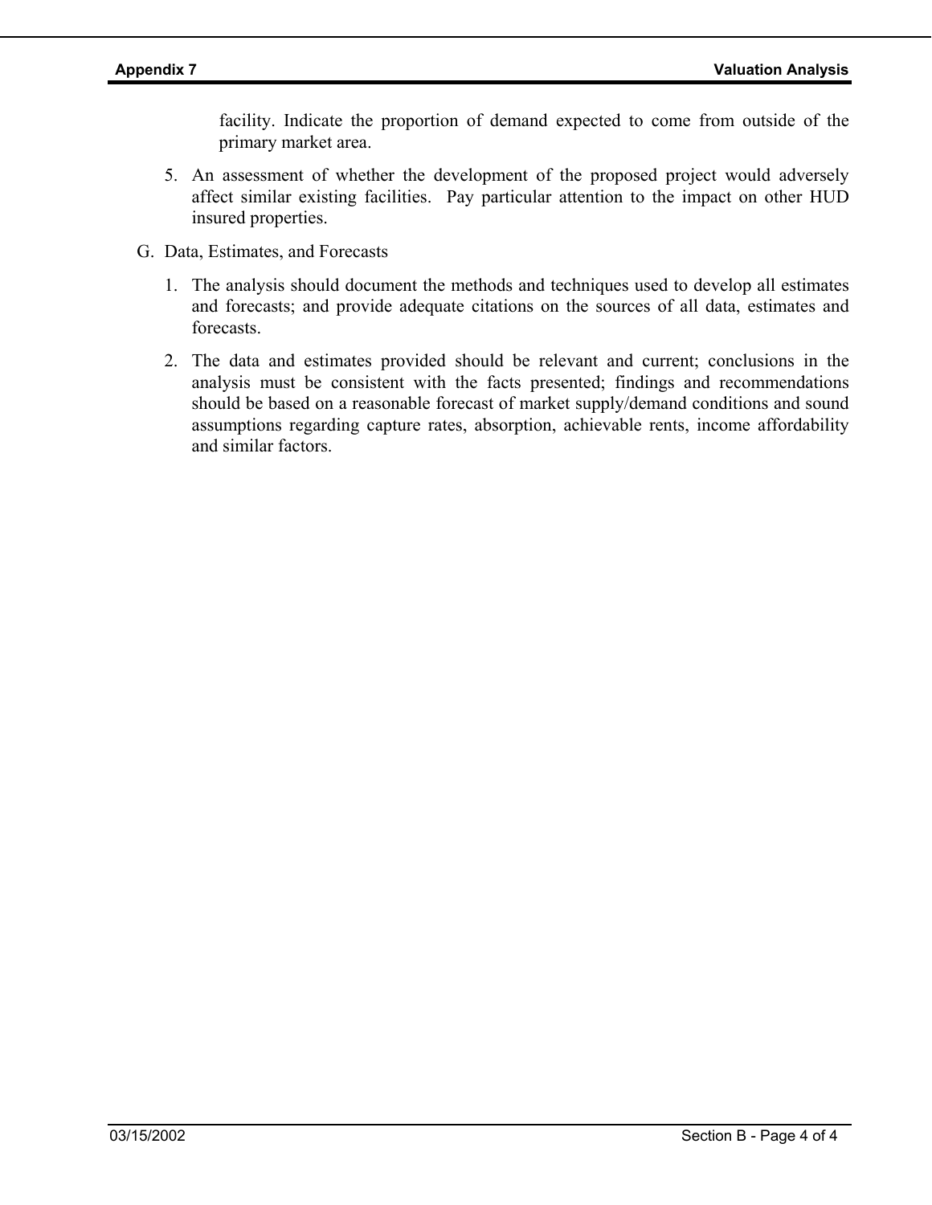facility. Indicate the proportion of demand expected to come from outside of the primary market area.

5. An assessment of whether the development of the proposed project would adversely affect similar existing facilities. Pay particular attention to the impact on other HUD insured properties.

G. Data, Estimates, and Forecasts

1. The analysis should document the methods and techniques used to develop all estimates and forecasts; and provide adequate citations on the sources of all data, estimates and forecasts.

2. The data and estimates provided should be relevant and current; conclusions in the analysis must be consistent with the facts presented; findings and recommendations should be based on a reasonable forecast of market supply/demand conditions and sound assumptions regarding capture rates, absorption, achievable rents, income affordability and similar factors.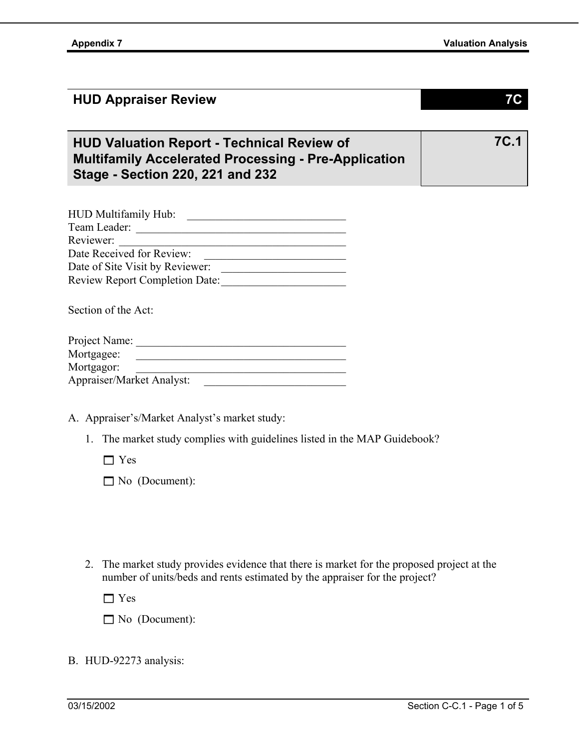## HUD Appraiser Review — 7C

### HUD Valuation Report - Technical Review of Multifamily Accelerated Processing - Pre-Application Stage - Section 220, 221 and 232 — 7C.1

HUD Multifamily Hub: ____________________________

Team Leader: ______________________________________

Reviewer: _________________________________________

Date Received for Review: _________________________

Date of Site Visit by Reviewer: ______________________

Review Report Completion Date: ______________________

Section of the Act:

Project Name: ______________________________________

Mortgagee: ________________________________________

Mortgagor: ________________________________________

Appraiser/Market Analyst: __________________________

A. Appraiser's/Market Analyst's market study:

1. The market study complies with guidelines listed in the MAP Guidebook?

   ☐ Yes

   ☐ No (Document):

2. The market study provides evidence that there is market for the proposed project at the number of units/beds and rents estimated by the appraiser for the project?

   ☐ Yes

   ☐ No (Document):

B. HUD-92273 analysis: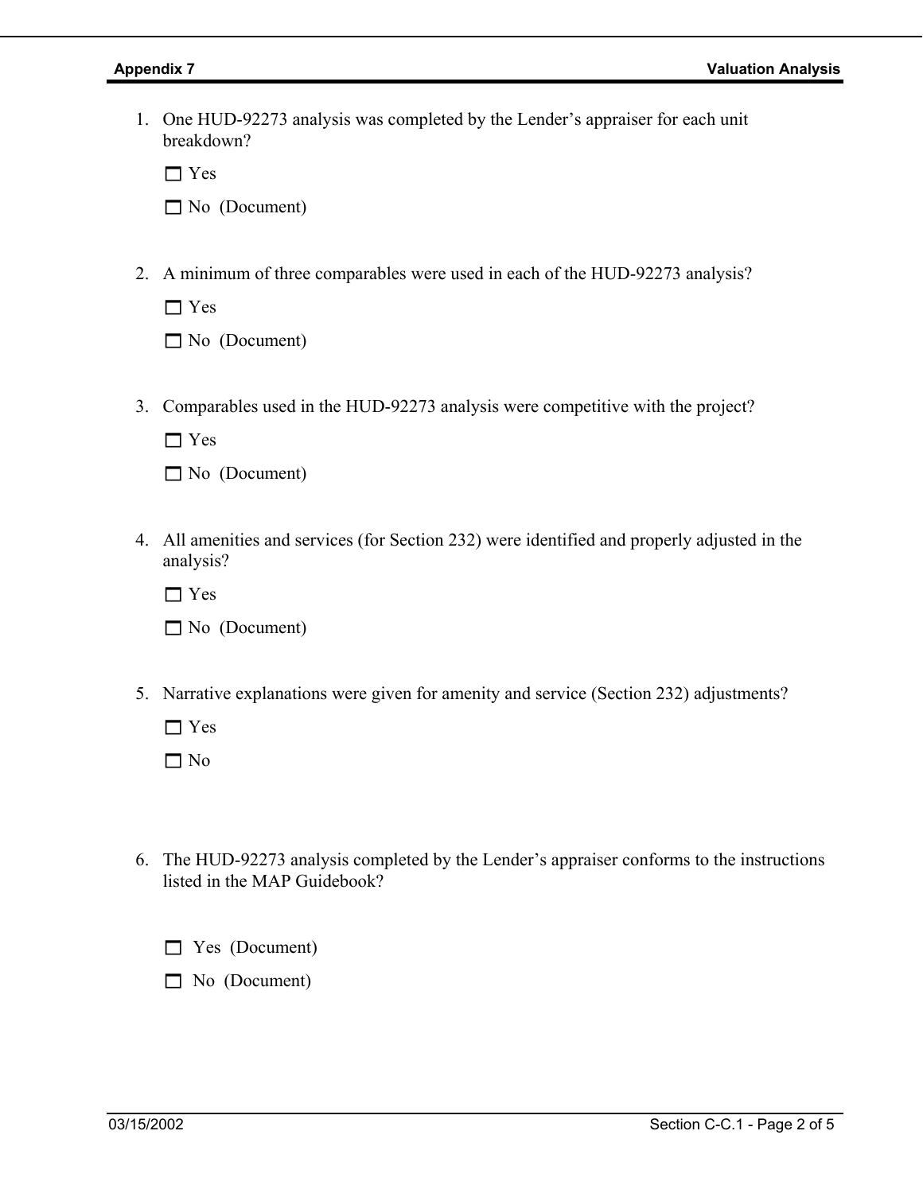1. One HUD-92273 analysis was completed by the Lender's appraiser for each unit breakdown?

   ☐ Yes

   ☐ No (Document)

2. A minimum of three comparables were used in each of the HUD-92273 analysis?

   ☐ Yes

   ☐ No (Document)

3. Comparables used in the HUD-92273 analysis were competitive with the project?

   ☐ Yes

   ☐ No (Document)

4. All amenities and services (for Section 232) were identified and properly adjusted in the analysis?

   ☐ Yes

   ☐ No (Document)

5. Narrative explanations were given for amenity and service (Section 232) adjustments?

   ☐ Yes

   ☐ No

6. The HUD-92273 analysis completed by the Lender's appraiser conforms to the instructions listed in the MAP Guidebook?

   ☐ Yes (Document)

   ☐ No (Document)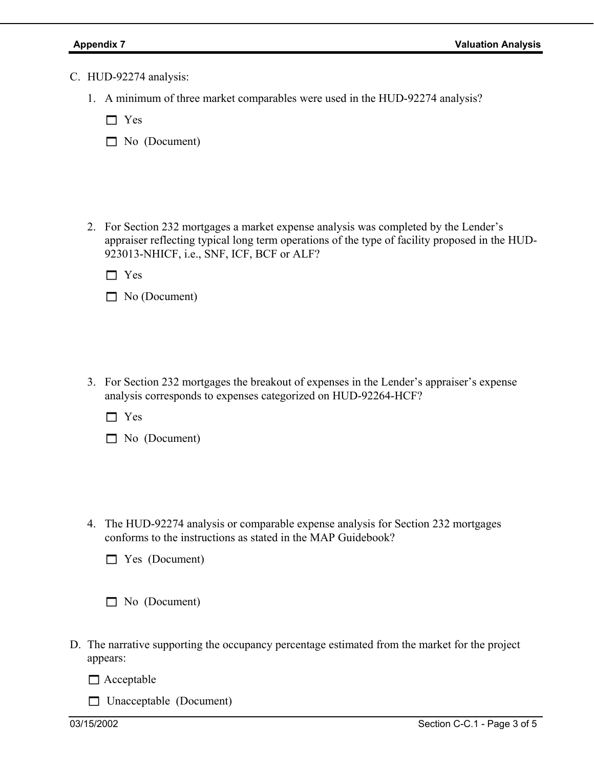C. HUD-92274 analysis:

1. A minimum of three market comparables were used in the HUD-92274 analysis?

   ☐ Yes

   ☐ No (Document)

2. For Section 232 mortgages a market expense analysis was completed by the Lender's appraiser reflecting typical long term operations of the type of facility proposed in the HUD-923013-NHICF, i.e., SNF, ICF, BCF or ALF?

   ☐ Yes

   ☐ No (Document)

3. For Section 232 mortgages the breakout of expenses in the Lender's appraiser's expense analysis corresponds to expenses categorized on HUD-92264-HCF?

   ☐ Yes

   ☐ No (Document)

4. The HUD-92274 analysis or comparable expense analysis for Section 232 mortgages conforms to the instructions as stated in the MAP Guidebook?

   ☐ Yes (Document)

   ☐ No (Document)

D. The narrative supporting the occupancy percentage estimated from the market for the project appears:

   ☐ Acceptable

   ☐ Unacceptable (Document)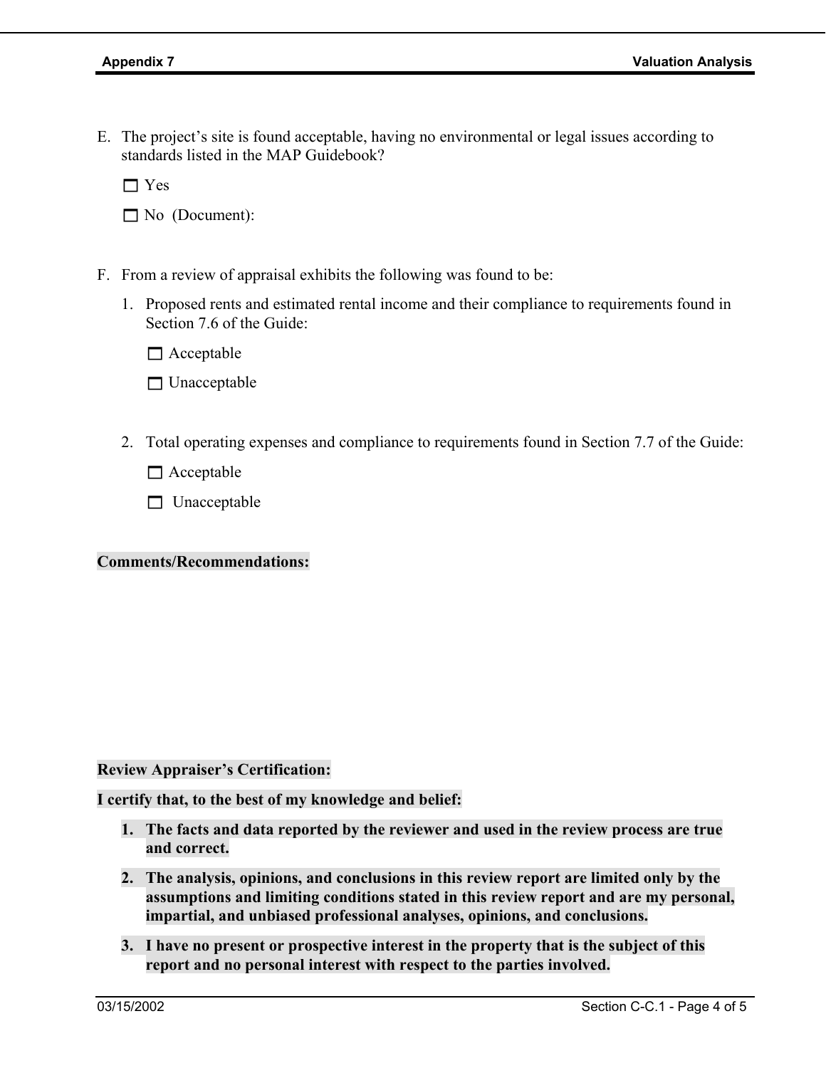E. The project's site is found acceptable, having no environmental or legal issues according to standards listed in the MAP Guidebook?

   ☐ Yes

   ☐ No (Document):

F. From a review of appraisal exhibits the following was found to be:

   1. Proposed rents and estimated rental income and their compliance to requirements found in Section 7.6 of the Guide:

      ☐ Acceptable

      ☐ Unacceptable

   2. Total operating expenses and compliance to requirements found in Section 7.7 of the Guide:

      ☐ Acceptable

      ☐ Unacceptable

**Comments/Recommendations:**

**Review Appraiser's Certification:**

**I certify that, to the best of my knowledge and belief:**

1. **The facts and data reported by the reviewer and used in the review process are true and correct.**
2. **The analysis, opinions, and conclusions in this review report are limited only by the assumptions and limiting conditions stated in this review report and are my personal, impartial, and unbiased professional analyses, opinions, and conclusions.**
3. **I have no present or prospective interest in the property that is the subject of this report and no personal interest with respect to the parties involved.**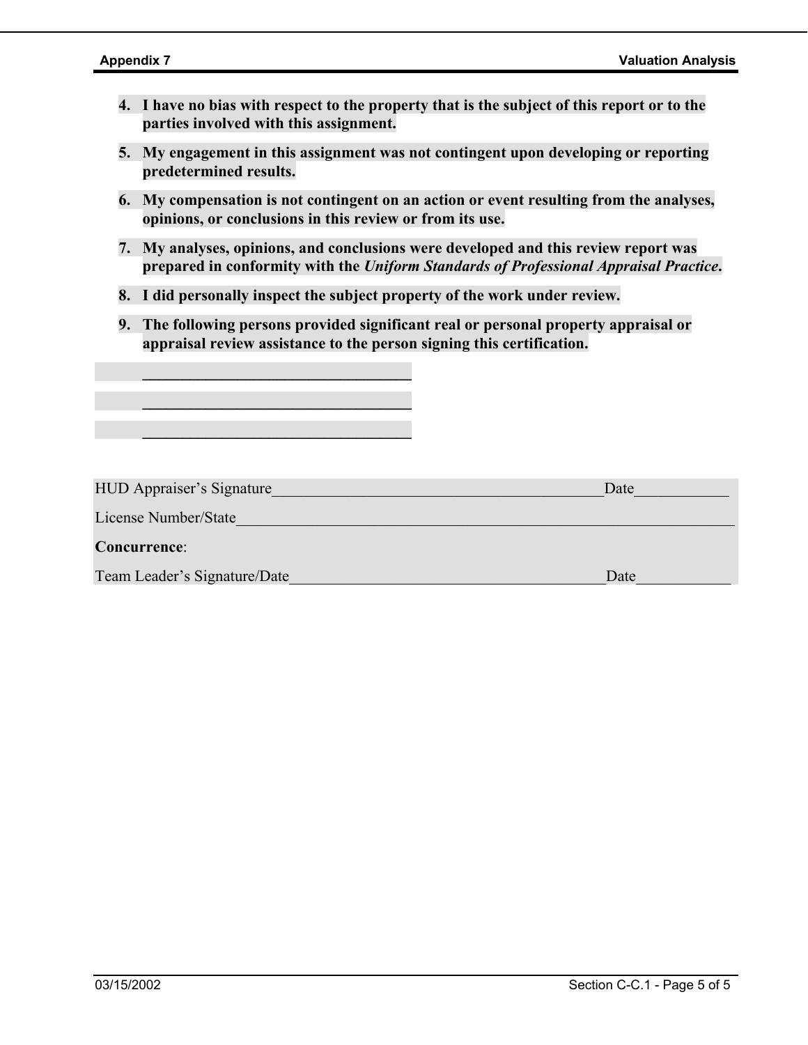4. **I have no bias with respect to the property that is the subject of this report or to the parties involved with this assignment.**

5. **My engagement in this assignment was not contingent upon developing or reporting predetermined results.**

6. **My compensation is not contingent on an action or event resulting from the analyses, opinions, or conclusions in this review or from its use.**

7. **My analyses, opinions, and conclusions were developed and this review report was prepared in conformity with the *Uniform Standards of Professional Appraisal Practice*.**

8. **I did personally inspect the subject property of the work under review.**

9. **The following persons provided significant real or personal property appraisal or appraisal review assistance to the person signing this certification.**

 __________________________________

 __________________________________

 __________________________________

HUD Appraiser's Signature__________________________________________Date____________

License Number/State_____________________________________________________________

**Concurrence**:

Team Leader's Signature/Date_______________________________________Date____________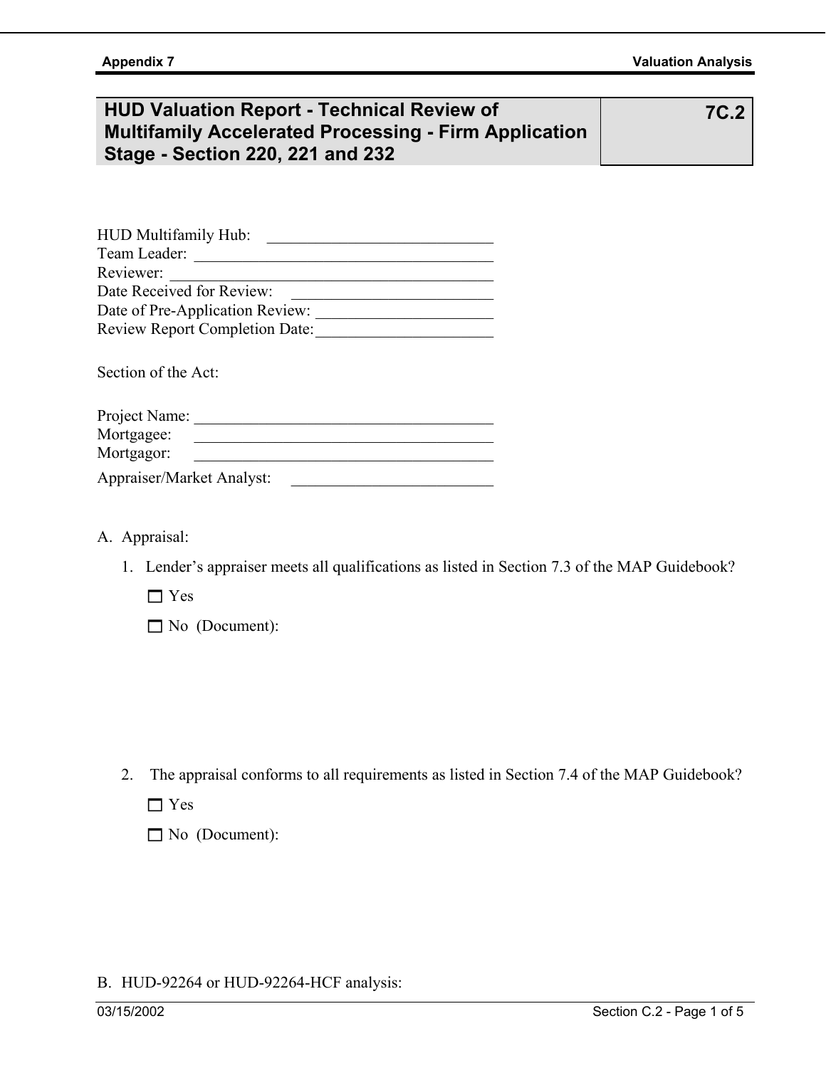# HUD Valuation Report - Technical Review of Multifamily Accelerated Processing - Firm Application Stage - Section 220, 221 and 232

**7C.2**

HUD Multifamily Hub: ____________________________
Team Leader: ____________________________________
Reviewer: ______________________________________
Date Received for Review: _________________________
Date of Pre-Application Review: ______________________
Review Report Completion Date: ______________________

Section of the Act:

Project Name: ____________________________________
Mortgagee: ______________________________________
Mortgagor: ______________________________________
Appraiser/Market Analyst: _________________________

A. Appraisal:

1. Lender's appraiser meets all qualifications as listed in Section 7.3 of the MAP Guidebook?

   ☐ Yes

   ☐ No (Document):

2. The appraisal conforms to all requirements as listed in Section 7.4 of the MAP Guidebook?

   ☐ Yes

   ☐ No (Document):

B. HUD-92264 or HUD-92264-HCF analysis: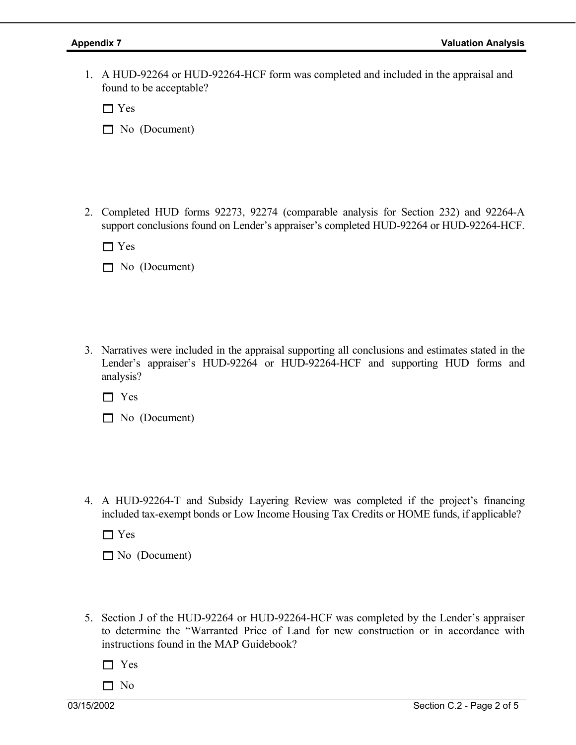1. A HUD-92264 or HUD-92264-HCF form was completed and included in the appraisal and found to be acceptable?

   ☐ Yes

   ☐ No (Document)

2. Completed HUD forms 92273, 92274 (comparable analysis for Section 232) and 92264-A support conclusions found on Lender's appraiser's completed HUD-92264 or HUD-92264-HCF.

   ☐ Yes

   ☐ No (Document)

3. Narratives were included in the appraisal supporting all conclusions and estimates stated in the Lender's appraiser's HUD-92264 or HUD-92264-HCF and supporting HUD forms and analysis?

   ☐ Yes

   ☐ No (Document)

4. A HUD-92264-T and Subsidy Layering Review was completed if the project's financing included tax-exempt bonds or Low Income Housing Tax Credits or HOME funds, if applicable?

   ☐ Yes

   ☐ No (Document)

5. Section J of the HUD-92264 or HUD-92264-HCF was completed by the Lender's appraiser to determine the "Warranted Price of Land for new construction or in accordance with instructions found in the MAP Guidebook?

   ☐ Yes

   ☐ No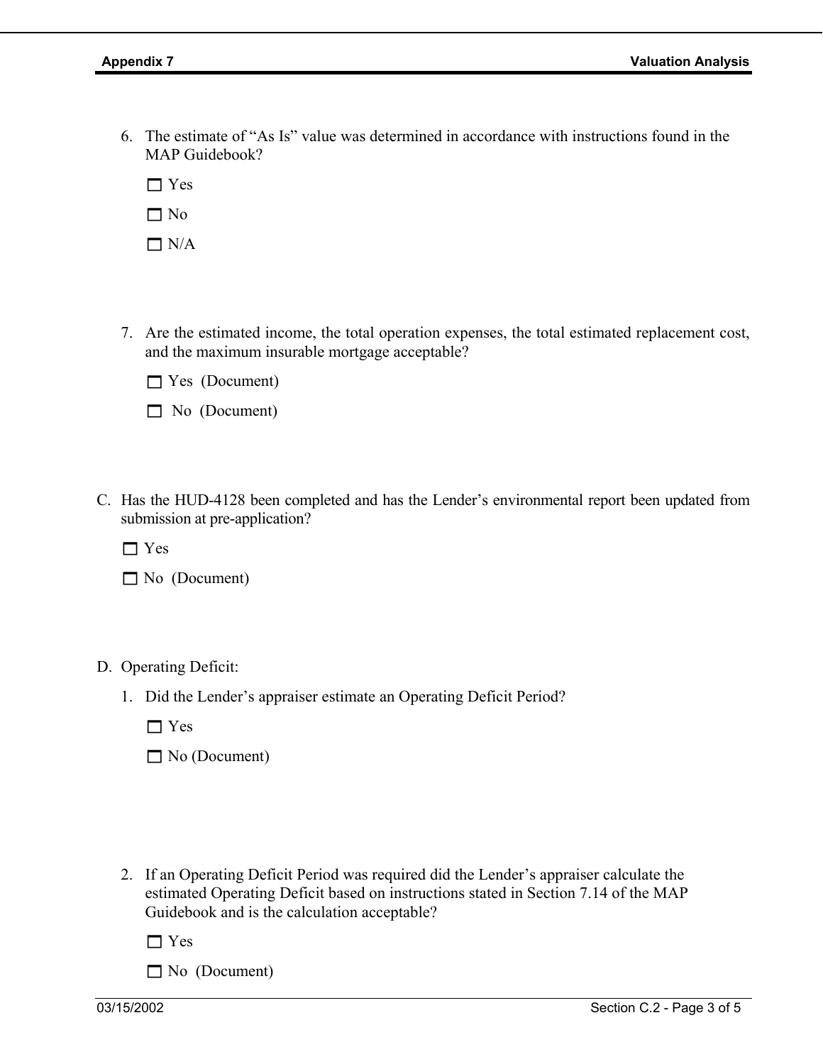6. The estimate of "As Is" value was determined in accordance with instructions found in the MAP Guidebook?

   ☐ Yes

   ☐ No

   ☐ N/A

7. Are the estimated income, the total operation expenses, the total estimated replacement cost, and the maximum insurable mortgage acceptable?

   ☐ Yes (Document)

   ☐ No (Document)

C. Has the HUD-4128 been completed and has the Lender's environmental report been updated from submission at pre-application?

   ☐ Yes

   ☐ No (Document)

D. Operating Deficit:

   1. Did the Lender's appraiser estimate an Operating Deficit Period?

      ☐ Yes

      ☐ No (Document)

   2. If an Operating Deficit Period was required did the Lender's appraiser calculate the estimated Operating Deficit based on instructions stated in Section 7.14 of the MAP Guidebook and is the calculation acceptable?

      ☐ Yes

      ☐ No (Document)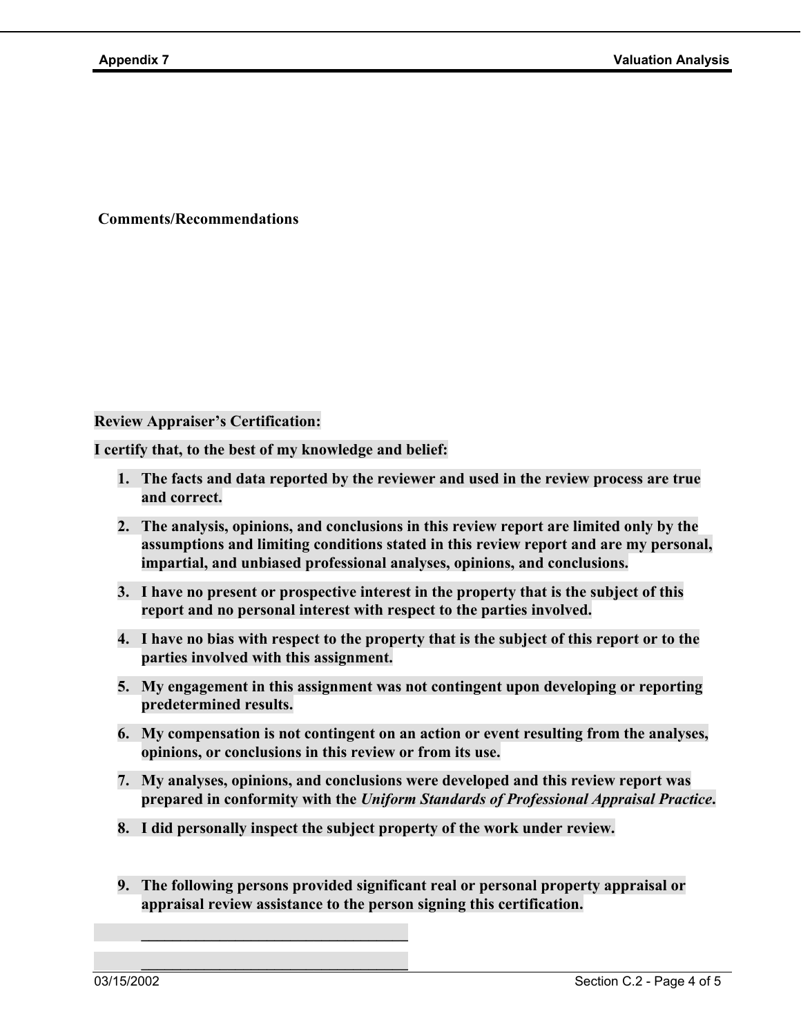**Comments/Recommendations**

**Review Appraiser's Certification:**

**I certify that, to the best of my knowledge and belief:**

1. **The facts and data reported by the reviewer and used in the review process are true and correct.**
2. **The analysis, opinions, and conclusions in this review report are limited only by the assumptions and limiting conditions stated in this review report and are my personal, impartial, and unbiased professional analyses, opinions, and conclusions.**
3. **I have no present or prospective interest in the property that is the subject of this report and no personal interest with respect to the parties involved.**
4. **I have no bias with respect to the property that is the subject of this report or to the parties involved with this assignment.**
5. **My engagement in this assignment was not contingent upon developing or reporting predetermined results.**
6. **My compensation is not contingent on an action or event resulting from the analyses, opinions, or conclusions in this review or from its use.**
7. **My analyses, opinions, and conclusions were developed and this review report was prepared in conformity with the *Uniform Standards of Professional Appraisal Practice*.**
8. **I did personally inspect the subject property of the work under review.**
9. **The following persons provided significant real or personal property appraisal or appraisal review assistance to the person signing this certification.**

____________________________________

____________________________________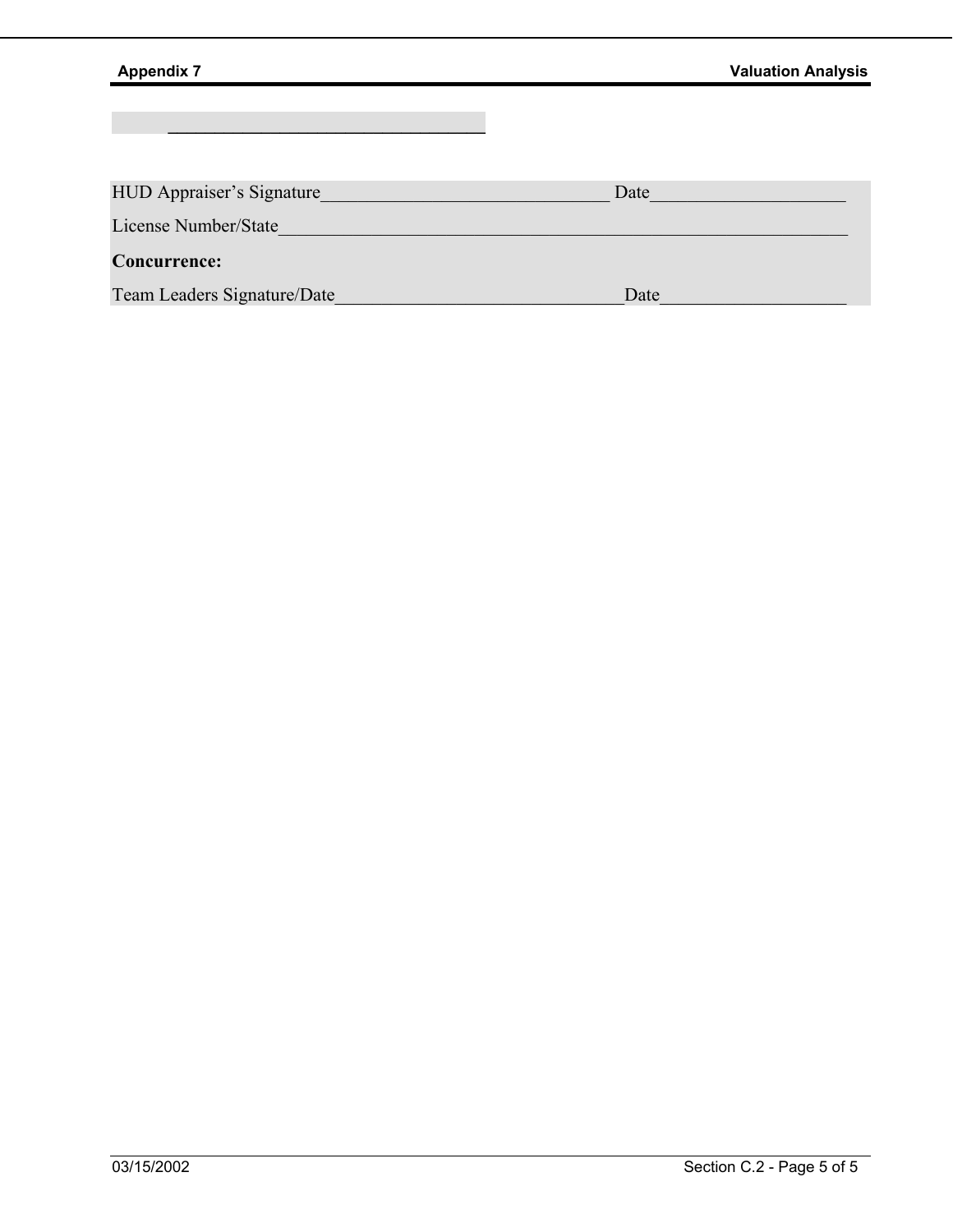__________________________________

HUD Appraiser’s Signature_______________________________ Date_____________________

License Number/State______________________________________________________________

**Concurrence:**

Team Leaders Signature/Date_______________________________Date____________________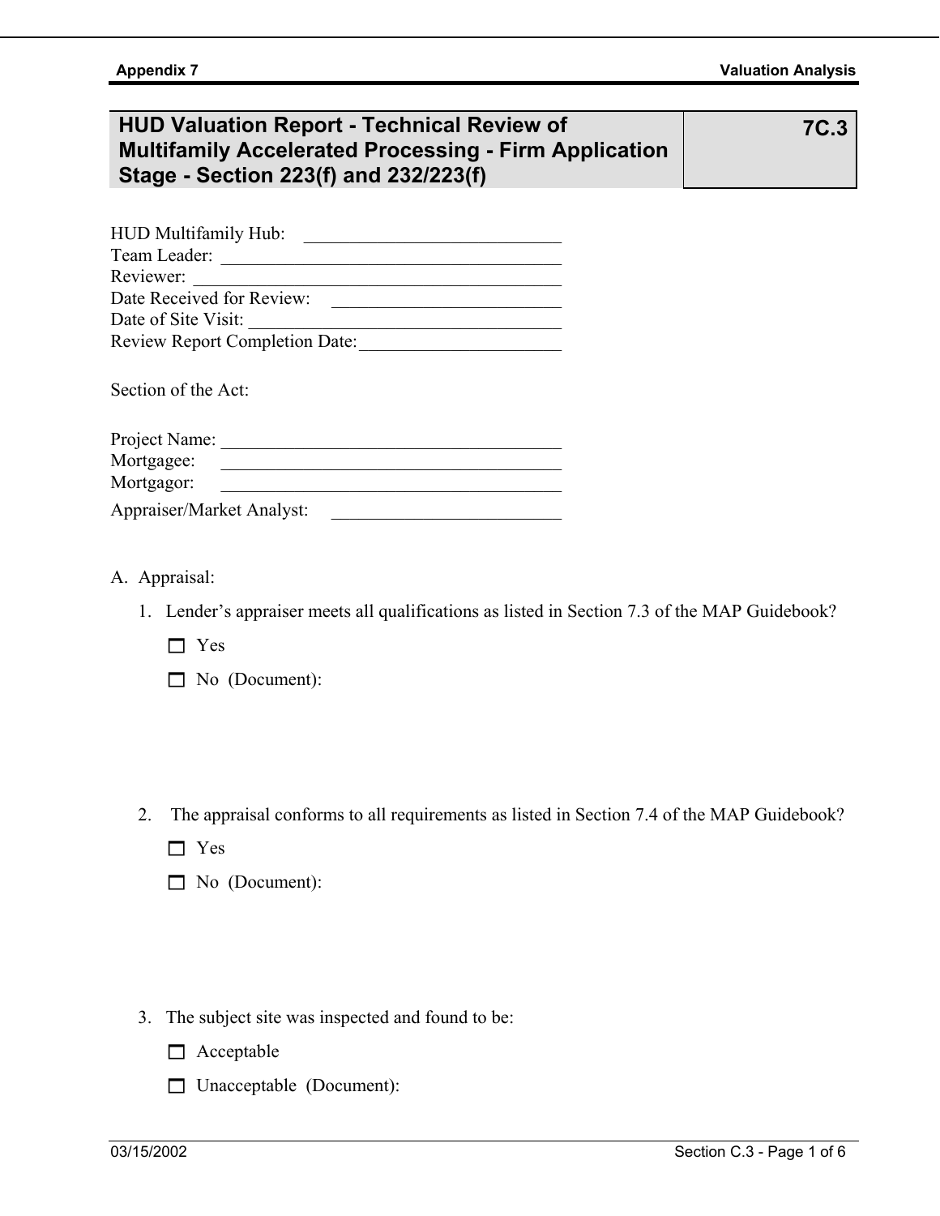## HUD Valuation Report - Technical Review of Multifamily Accelerated Processing - Firm Application Stage - Section 223(f) and 232/223(f)

**7C.3**

HUD Multifamily Hub: ____________________________
Team Leader: ______________________________________
Reviewer: _________________________________________
Date Received for Review: _________________________
Date of Site Visit: ________________________________
Review Report Completion Date: ______________________

Section of the Act:

Project Name: ______________________________________
Mortgagee: ________________________________________
Mortgagor: ________________________________________
Appraiser/Market Analyst: _________________________

A. Appraisal:

1. Lender's appraiser meets all qualifications as listed in Section 7.3 of the MAP Guidebook?

   ☐ Yes

   ☐ No (Document):

2. The appraisal conforms to all requirements as listed in Section 7.4 of the MAP Guidebook?

   ☐ Yes

   ☐ No (Document):

3. The subject site was inspected and found to be:

   ☐ Acceptable

   ☐ Unacceptable (Document):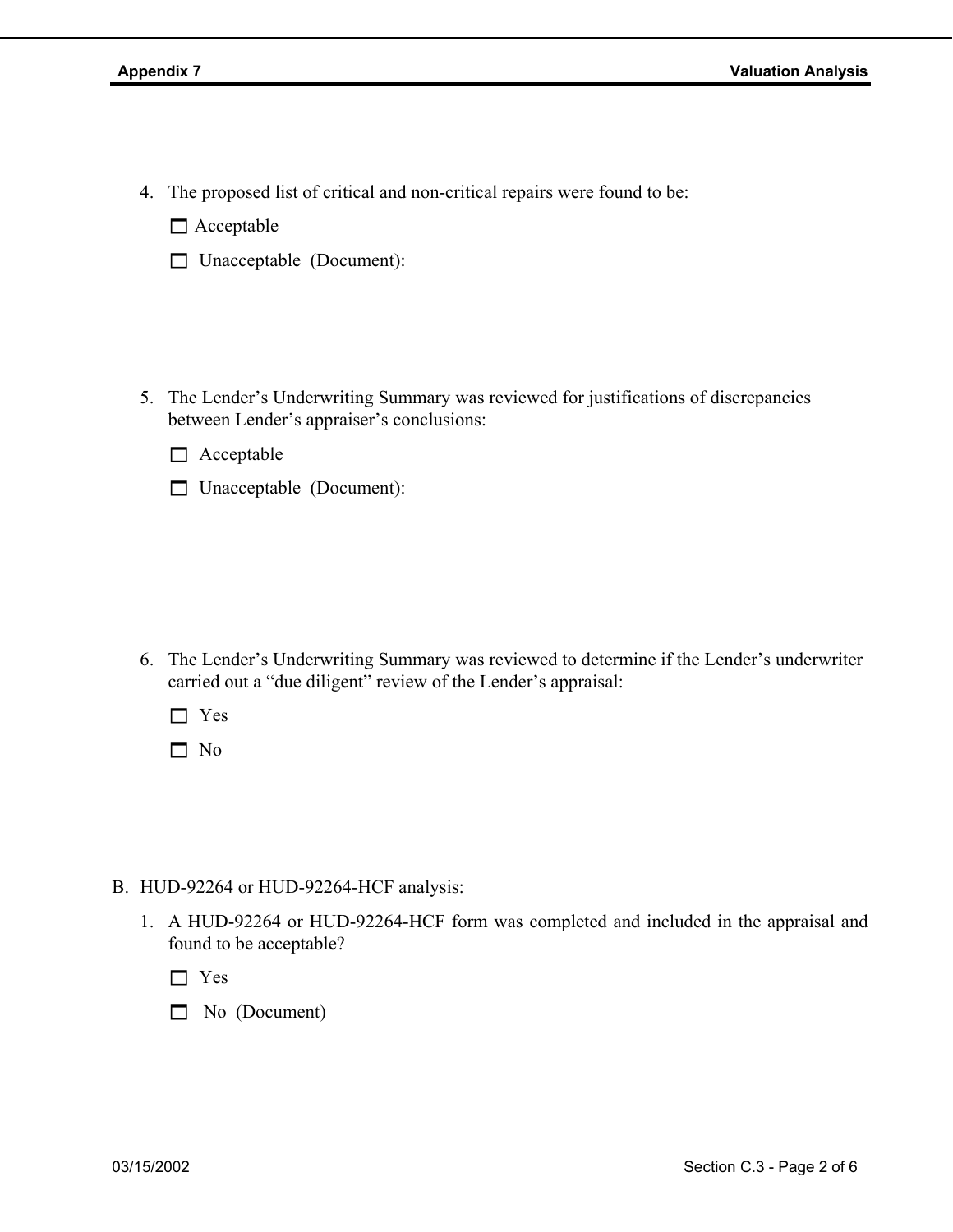4. The proposed list of critical and non-critical repairs were found to be:

   ☐ Acceptable

   ☐ Unacceptable (Document):

5. The Lender's Underwriting Summary was reviewed for justifications of discrepancies between Lender's appraiser's conclusions:

   ☐ Acceptable

   ☐ Unacceptable (Document):

6. The Lender's Underwriting Summary was reviewed to determine if the Lender's underwriter carried out a "due diligent" review of the Lender's appraisal:

   ☐ Yes

   ☐ No

B. HUD-92264 or HUD-92264-HCF analysis:

   1. A HUD-92264 or HUD-92264-HCF form was completed and included in the appraisal and found to be acceptable?

      ☐ Yes

      ☐ No (Document)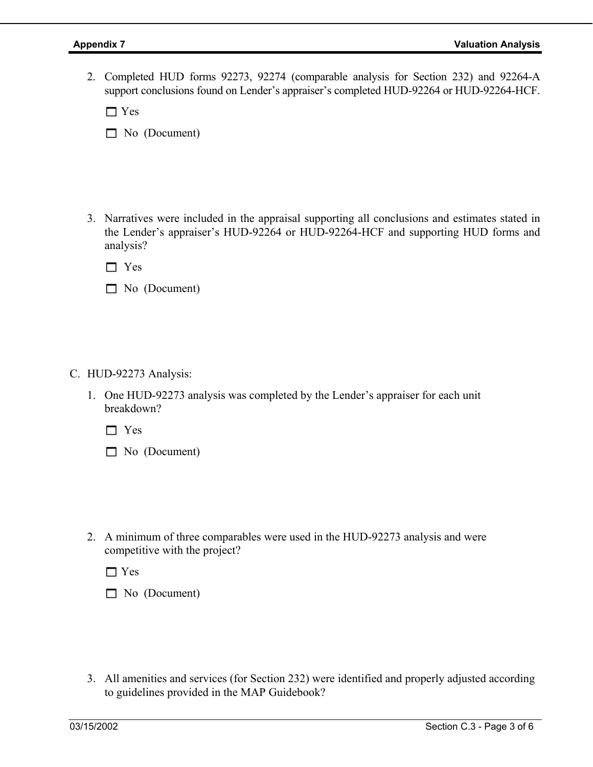2. Completed HUD forms 92273, 92274 (comparable analysis for Section 232) and 92264-A support conclusions found on Lender's appraiser's completed HUD-92264 or HUD-92264-HCF.

   ☐ Yes

   ☐ No (Document)

3. Narratives were included in the appraisal supporting all conclusions and estimates stated in the Lender's appraiser's HUD-92264 or HUD-92264-HCF and supporting HUD forms and analysis?

   ☐ Yes

   ☐ No (Document)

C. HUD-92273 Analysis:

1. One HUD-92273 analysis was completed by the Lender's appraiser for each unit breakdown?

   ☐ Yes

   ☐ No (Document)

2. A minimum of three comparables were used in the HUD-92273 analysis and were competitive with the project?

   ☐ Yes

   ☐ No (Document)

3. All amenities and services (for Section 232) were identified and properly adjusted according to guidelines provided in the MAP Guidebook?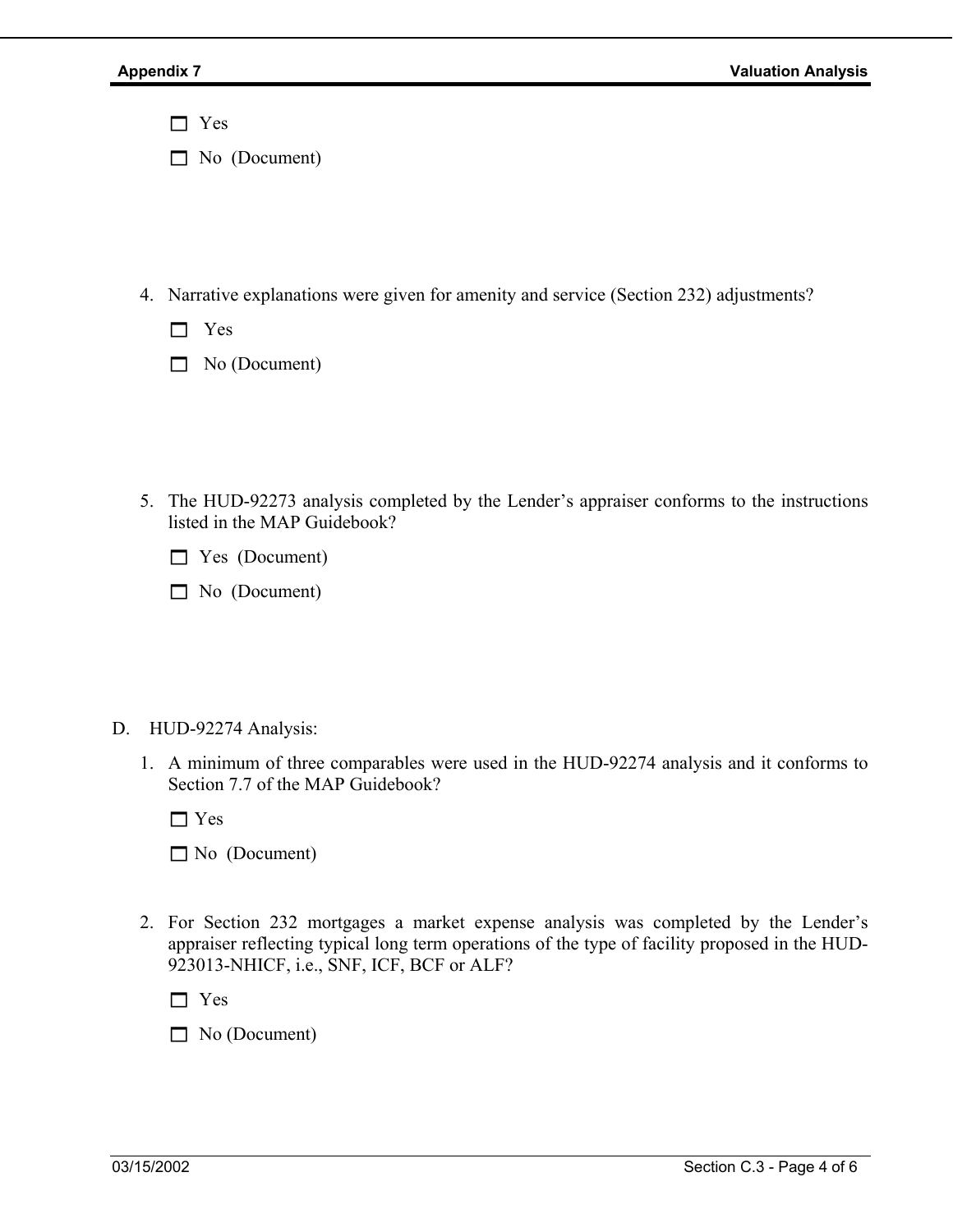- ☐ Yes
- ☐ No (Document)

4. Narrative explanations were given for amenity and service (Section 232) adjustments?

   - ☐ Yes
   - ☐ No (Document)

5. The HUD-92273 analysis completed by the Lender's appraiser conforms to the instructions listed in the MAP Guidebook?

   - ☐ Yes (Document)
   - ☐ No (Document)

D. HUD-92274 Analysis:

1. A minimum of three comparables were used in the HUD-92274 analysis and it conforms to Section 7.7 of the MAP Guidebook?

   - ☐ Yes
   - ☐ No (Document)

2. For Section 232 mortgages a market expense analysis was completed by the Lender's appraiser reflecting typical long term operations of the type of facility proposed in the HUD-923013-NHICF, i.e., SNF, ICF, BCF or ALF?

   - ☐ Yes
   - ☐ No (Document)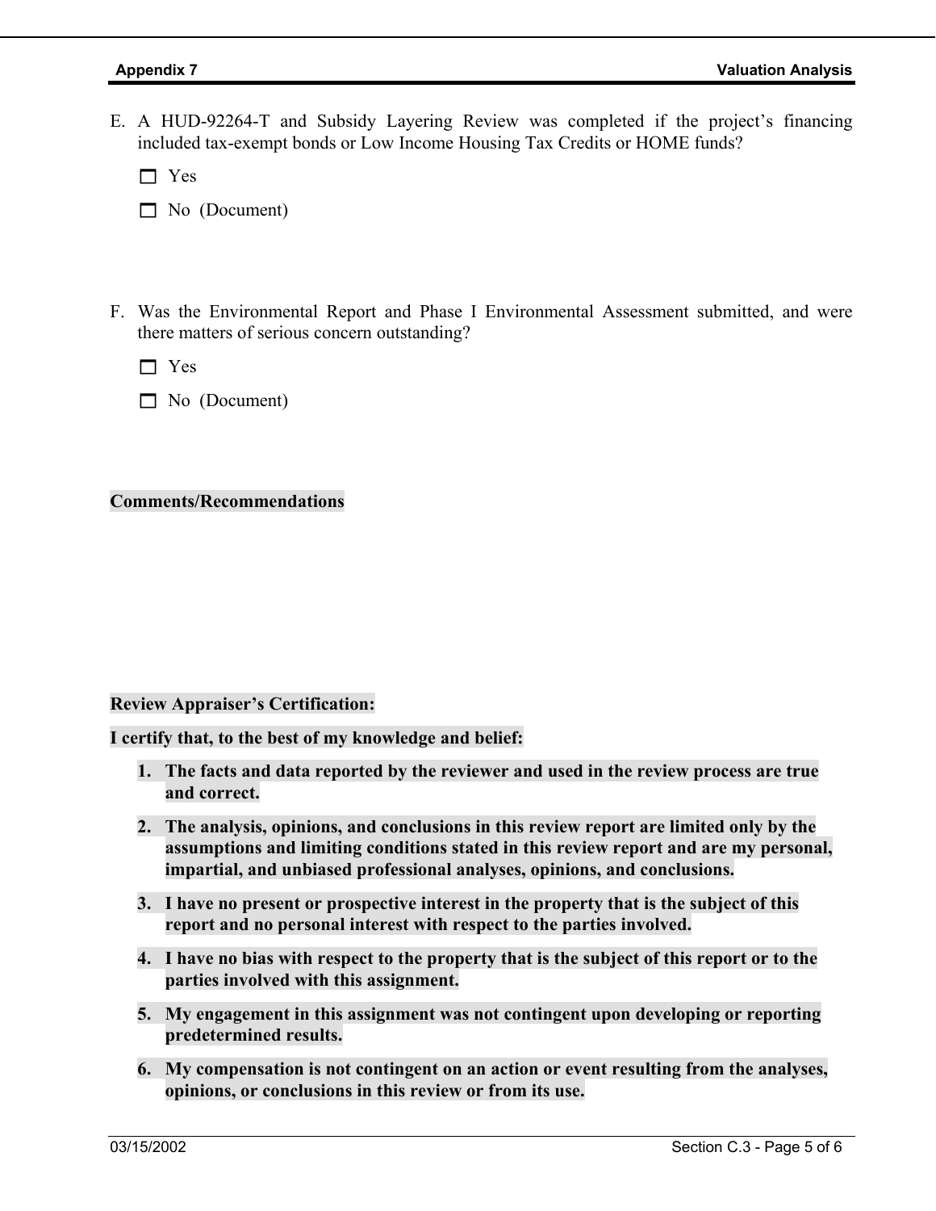E. A HUD-92264-T and Subsidy Layering Review was completed if the project's financing included tax-exempt bonds or Low Income Housing Tax Credits or HOME funds?

- ☐ Yes
- ☐ No (Document)

F. Was the Environmental Report and Phase I Environmental Assessment submitted, and were there matters of serious concern outstanding?

- ☐ Yes
- ☐ No (Document)

**Comments/Recommendations**

**Review Appraiser's Certification:**

**I certify that, to the best of my knowledge and belief:**

1. **The facts and data reported by the reviewer and used in the review process are true and correct.**
2. **The analysis, opinions, and conclusions in this review report are limited only by the assumptions and limiting conditions stated in this review report and are my personal, impartial, and unbiased professional analyses, opinions, and conclusions.**
3. **I have no present or prospective interest in the property that is the subject of this report and no personal interest with respect to the parties involved.**
4. **I have no bias with respect to the property that is the subject of this report or to the parties involved with this assignment.**
5. **My engagement in this assignment was not contingent upon developing or reporting predetermined results.**
6. **My compensation is not contingent on an action or event resulting from the analyses, opinions, or conclusions in this review or from its use.**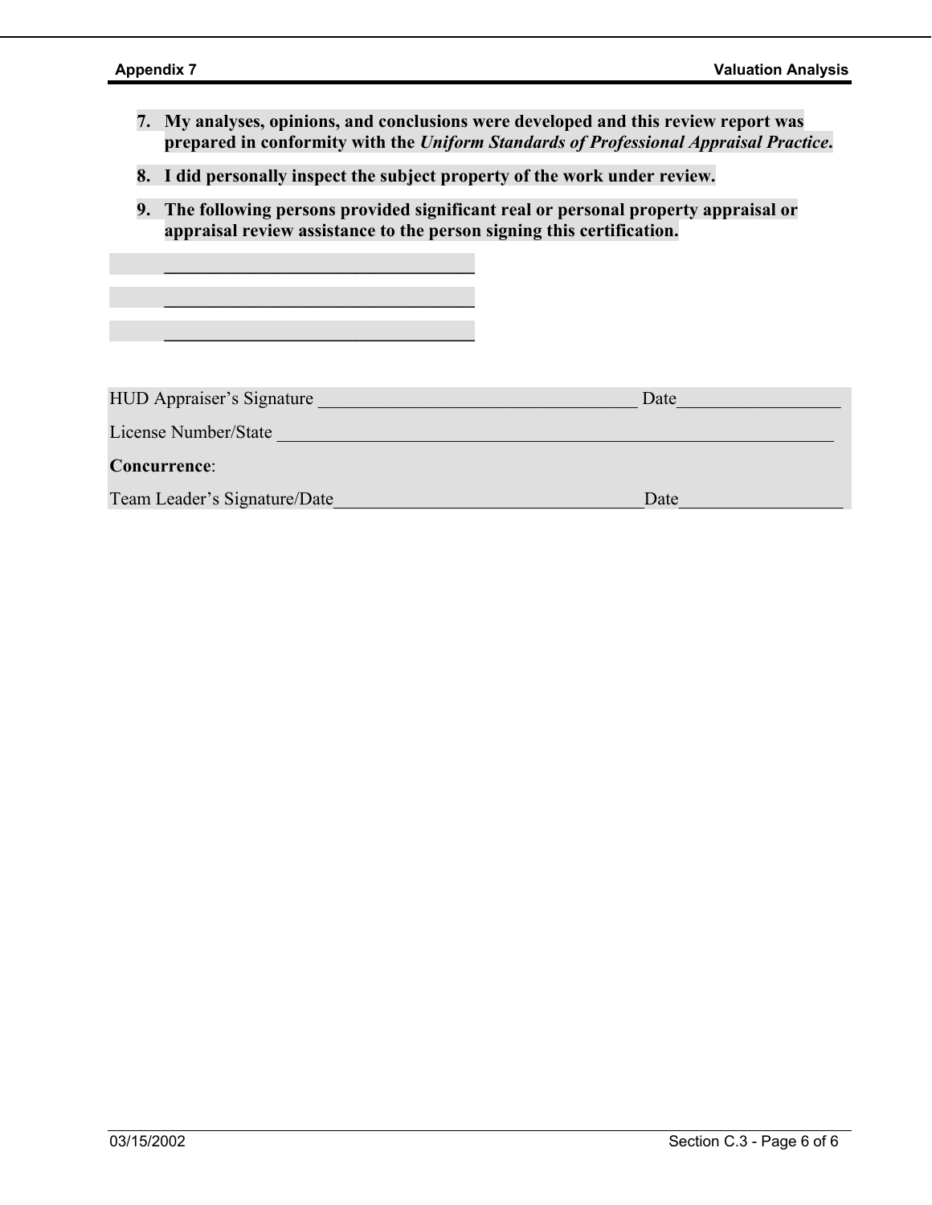7. **My analyses, opinions, and conclusions were developed and this review report was prepared in conformity with the *Uniform Standards of Professional Appraisal Practice*.**

8. **I did personally inspect the subject property of the work under review.**

9. **The following persons provided significant real or personal property appraisal or appraisal review assistance to the person signing this certification.**

**___________________________________**

**___________________________________**

**___________________________________**

HUD Appraiser's Signature ____________________________________ Date__________________

License Number/State _______________________________________________________________

**Concurrence**:

Team Leader's Signature/Date___________________________________Date__________________